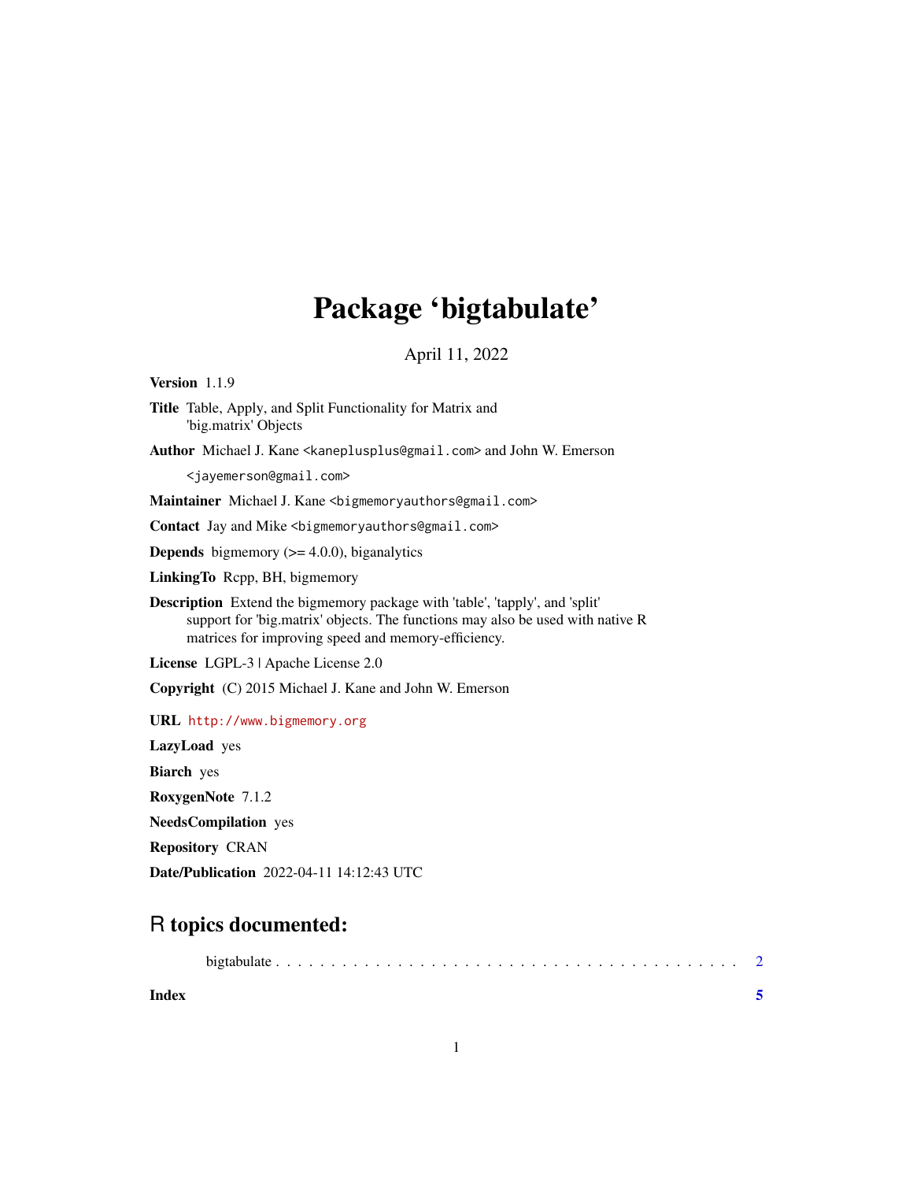# Package 'bigtabulate'

April 11, 2022

**Version** 1.1.9

**Title** Table, Apply, and Split Functionality for Matrix and 'big.matrix' Objects

**Author** Michael J. Kane <kaneplusplus@gmail.com> and John W. Emerson <jayemerson@gmail.com>

**Maintainer** Michael J. Kane <bigmemoryauthors@gmail.com>

**Contact** Jay and Mike <bigmemoryauthors@gmail.com>

**Depends** bigmemory (>= 4.0.0), biganalytics

**LinkingTo** Rcpp, BH, bigmemory

**Description** Extend the bigmemory package with 'table', 'tapply', and 'split' support for 'big.matrix' objects. The functions may also be used with native R matrices for improving speed and memory-efficiency.

**License** LGPL-3 | Apache License 2.0

**Copyright** (C) 2015 Michael J. Kane and John W. Emerson

**URL** http://www.bigmemory.org

**LazyLoad** yes

**Biarch** yes

**RoxygenNote** 7.1.2

**NeedsCompilation** yes

**Repository** CRAN

**Date/Publication** 2022-04-11 14:12:43 UTC

## R topics documented:

bigtabulate . . . . . . . . . . . . . . . . . . . . . . . . . . . . . . . . . . . . . . . . 2

**Index** **5**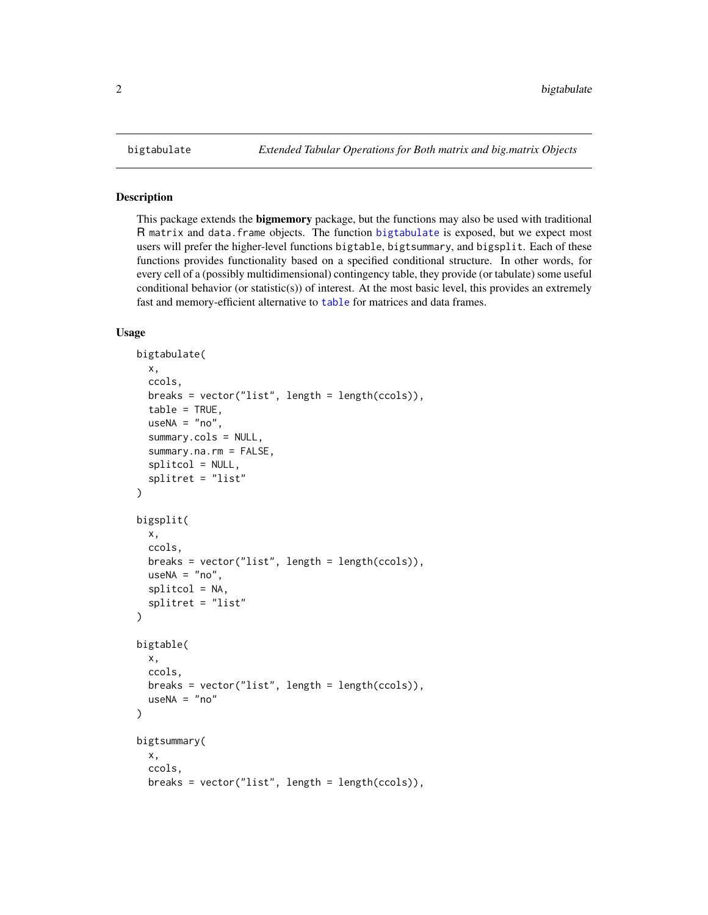## bigtabulate — *Extended Tabular Operations for Both matrix and big.matrix Objects*

### Description

This package extends the **bigmemory** package, but the functions may also be used with traditional R `matrix` and `data.frame` objects. The function `bigtabulate` is exposed, but we expect most users will prefer the higher-level functions `bigtable`, `bigtsummary`, and `bigsplit`. Each of these functions provides functionality based on a specified conditional structure. In other words, for every cell of a (possibly multidimensional) contingency table, they provide (or tabulate) some useful conditional behavior (or statistic(s)) of interest. At the most basic level, this provides an extremely fast and memory-efficient alternative to `table` for matrices and data frames.

### Usage

```
bigtabulate(
  x,
  ccols,
  breaks = vector("list", length = length(ccols)),
  table = TRUE,
  useNA = "no",
  summary.cols = NULL,
  summary.na.rm = FALSE,
  splitcol = NULL,
  splitret = "list"
)

bigsplit(
  x,
  ccols,
  breaks = vector("list", length = length(ccols)),
  useNA = "no",
  splitcol = NA,
  splitret = "list"
)

bigtable(
  x,
  ccols,
  breaks = vector("list", length = length(ccols)),
  useNA = "no"
)

bigtsummary(
  x,
  ccols,
  breaks = vector("list", length = length(ccols)),
```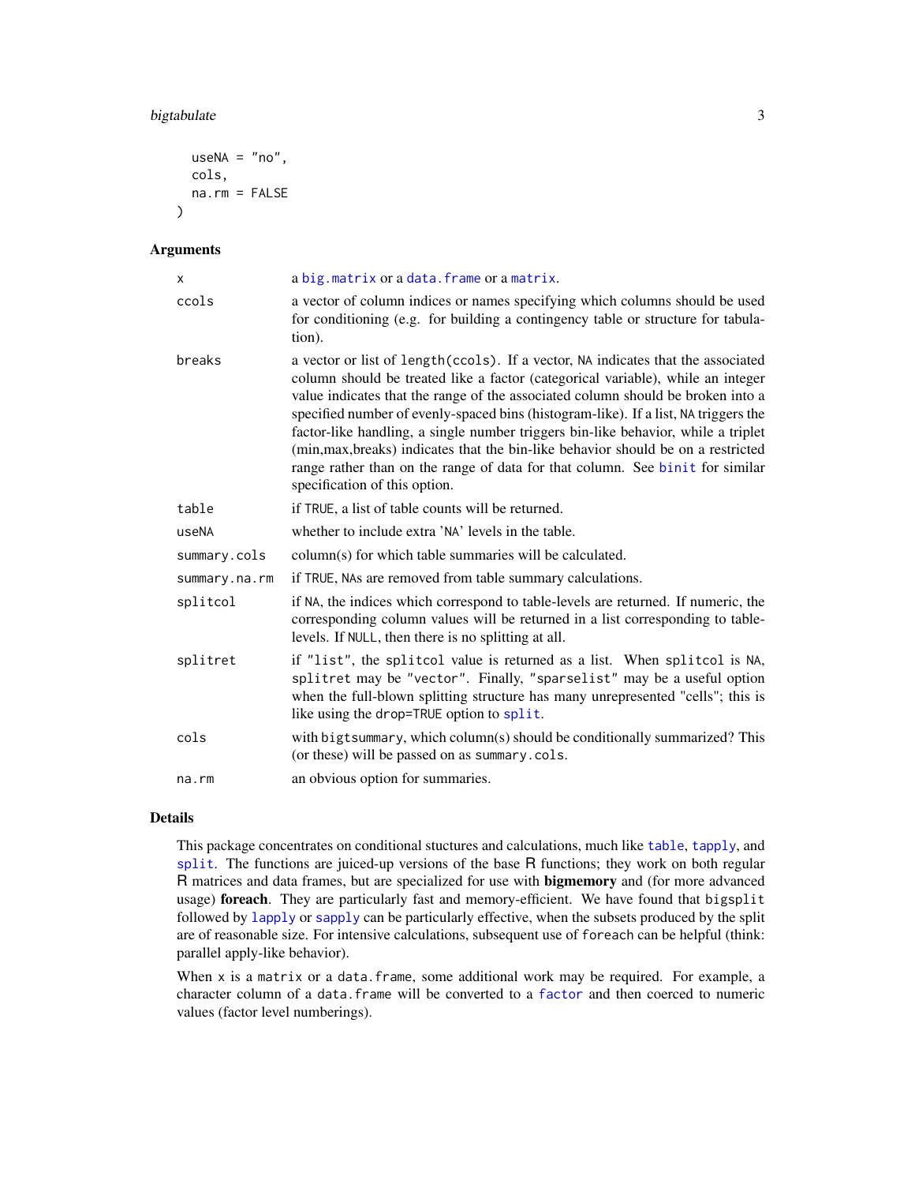```
  useNA = "no",
  cols,
  na.rm = FALSE
)
```

## Arguments

| | |
|---|---|
| x | a big.matrix or a data.frame or a matrix. |
| ccols | a vector of column indices or names specifying which columns should be used for conditioning (e.g. for building a contingency table or structure for tabulation). |
| breaks | a vector or list of length(ccols). If a vector, NA indicates that the associated column should be treated like a factor (categorical variable), while an integer value indicates that the range of the associated column should be broken into a specified number of evenly-spaced bins (histogram-like). If a list, NA triggers the factor-like handling, a single number triggers bin-like behavior, while a triplet (min,max,breaks) indicates that the bin-like behavior should be on a restricted range rather than on the range of data for that column. See binit for similar specification of this option. |
| table | if TRUE, a list of table counts will be returned. |
| useNA | whether to include extra 'NA' levels in the table. |
| summary.cols | column(s) for which table summaries will be calculated. |
| summary.na.rm | if TRUE, NAs are removed from table summary calculations. |
| splitcol | if NA, the indices which correspond to table-levels are returned. If numeric, the corresponding column values will be returned in a list corresponding to table-levels. If NULL, then there is no splitting at all. |
| splitret | if "list", the splitcol value is returned as a list. When splitcol is NA, splitret may be "vector". Finally, "sparselist" may be a useful option when the full-blown splitting structure has many unrepresented "cells"; this is like using the drop=TRUE option to split. |
| cols | with bigtsummary, which column(s) should be conditionally summarized? This (or these) will be passed on as summary.cols. |
| na.rm | an obvious option for summaries. |

## Details

This package concentrates on conditional stuctures and calculations, much like table, tapply, and split. The functions are juiced-up versions of the base R functions; they work on both regular R matrices and data frames, but are specialized for use with **bigmemory** and (for more advanced usage) **foreach**. They are particularly fast and memory-efficient. We have found that bigsplit followed by lapply or sapply can be particularly effective, when the subsets produced by the split are of reasonable size. For intensive calculations, subsequent use of foreach can be helpful (think: parallel apply-like behavior).

When x is a matrix or a data.frame, some additional work may be required. For example, a character column of a data.frame will be converted to a factor and then coerced to numeric values (factor level numberings).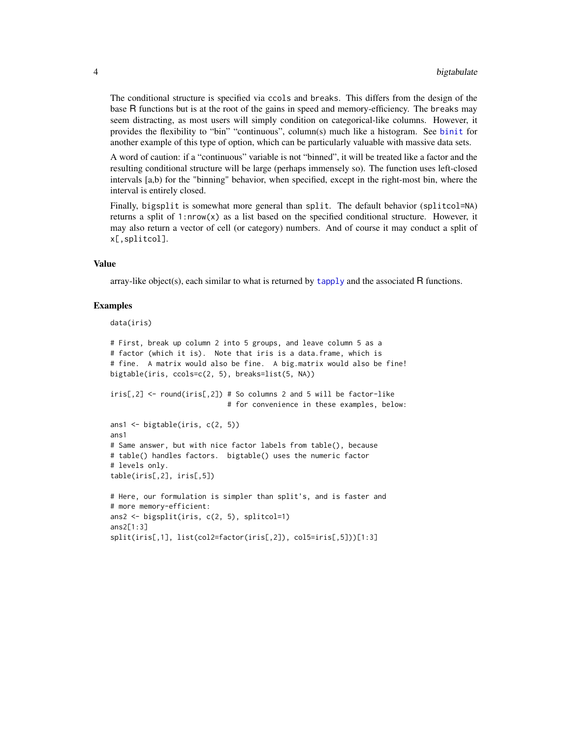The conditional structure is specified via `ccols` and `breaks`. This differs from the design of the base R functions but is at the root of the gains in speed and memory-efficiency. The `breaks` may seem distracting, as most users will simply condition on categorical-like columns. However, it provides the flexibility to "bin" "continuous", column(s) much like a histogram. See `binit` for another example of this type of option, which can be particularly valuable with massive data sets.

A word of caution: if a "continuous" variable is not "binned", it will be treated like a factor and the resulting conditional structure will be large (perhaps immensely so). The function uses left-closed intervals [a,b) for the "binning" behavior, when specified, except in the right-most bin, where the interval is entirely closed.

Finally, `bigsplit` is somewhat more general than `split`. The default behavior (`splitcol=NA`) returns a split of `1:nrow(x)` as a list based on the specified conditional structure. However, it may also return a vector of cell (or category) numbers. And of course it may conduct a split of `x[,splitcol]`.

### Value

array-like object(s), each similar to what is returned by `tapply` and the associated R functions.

### Examples

```
data(iris)

# First, break up column 2 into 5 groups, and leave column 5 as a
# factor (which it is).  Note that iris is a data.frame, which is
# fine.  A matrix would also be fine.  A big.matrix would also be fine!
bigtable(iris, ccols=c(2, 5), breaks=list(5, NA))

iris[,2] <- round(iris[,2]) # So columns 2 and 5 will be factor-like
                            # for convenience in these examples, below:

ans1 <- bigtable(iris, c(2, 5))
ans1
# Same answer, but with nice factor labels from table(), because
# table() handles factors.  bigtable() uses the numeric factor
# levels only.
table(iris[,2], iris[,5])

# Here, our formulation is simpler than split's, and is faster and
# more memory-efficient:
ans2 <- bigsplit(iris, c(2, 5), splitcol=1)
ans2[1:3]
split(iris[,1], list(col2=factor(iris[,2]), col5=iris[,5]))[1:3]
```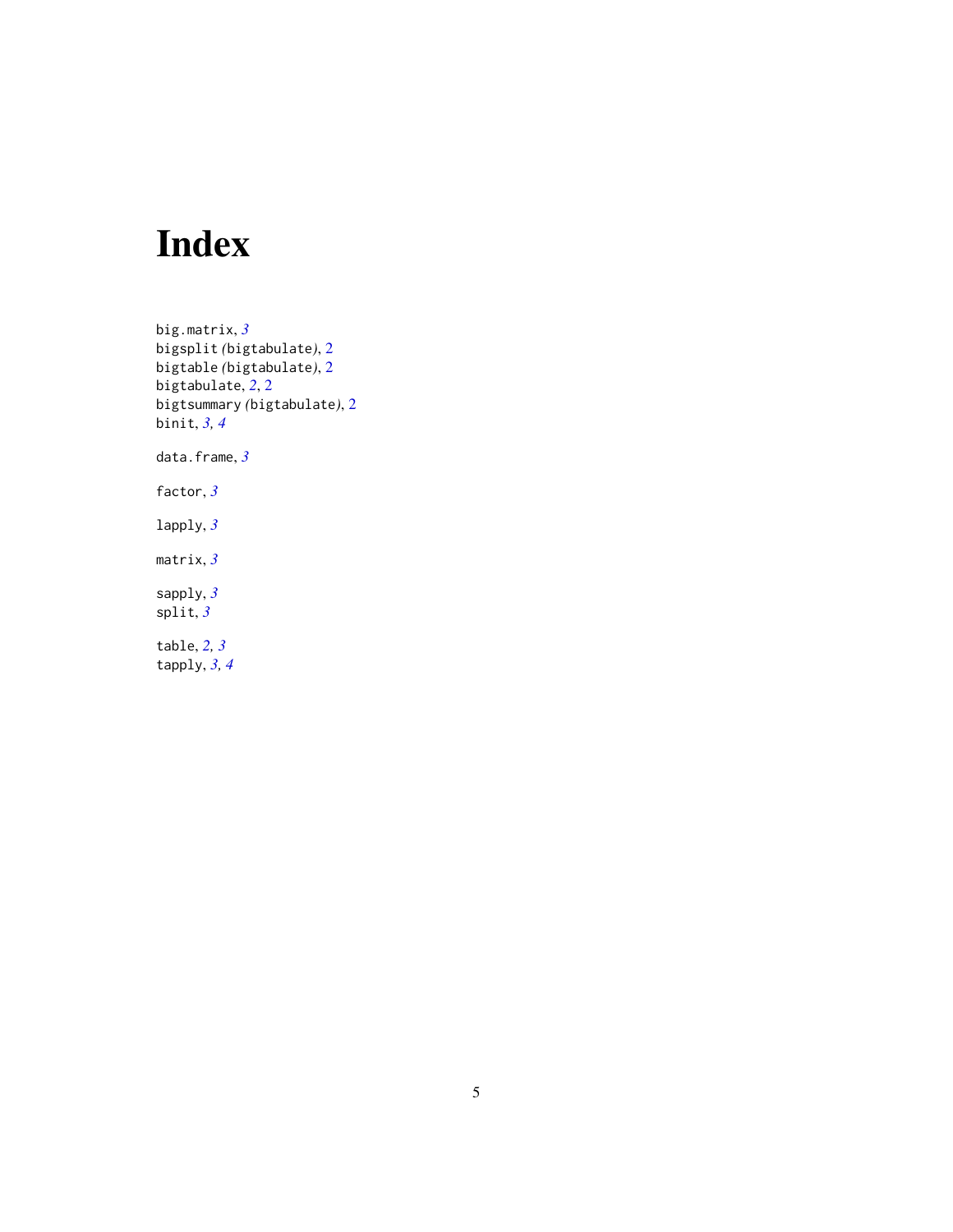# Index

big.matrix, *3*
bigsplit *(*bigtabulate*)*, 2
bigtable *(*bigtabulate*)*, 2
bigtabulate, *2*, 2
bigtsummary *(*bigtabulate*)*, 2
binit, *3, 4*

data.frame, *3*

factor, *3*

lapply, *3*

matrix, *3*

sapply, *3*
split, *3*

table, *2, 3*
tapply, *3, 4*